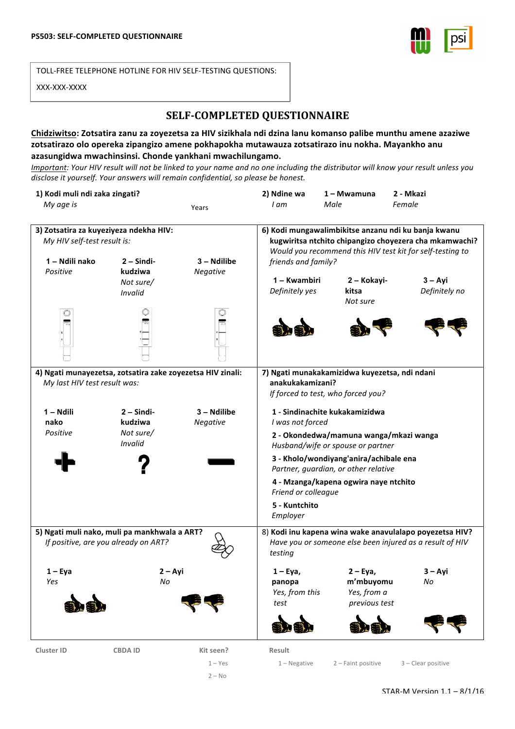**PS503: SELF-COMPLETED QUESTIONNAIRE**

TOLL-FREE TELEPHONE HOTLINE FOR HIV SELF-TESTING QUESTIONS:

XXX-XXX-XXXX

# SELF-COMPLETED QUESTIONNAIRE

**Chidziwitso: Zotsatira zanu za zoyezetsa za HIV sizikhala ndi dzina lanu komanso palibe munthu amene azaziwe zotsatirazo olo opereka zipangizo amene pokhapokha mutawauza zotsatirazo inu nokha. Mayankho anu azasungidwa mwachinsinsi. Chonde yankhani mwachilungamo.**

*Important: Your HIV result will not be linked to your name and no one including the distributor will know your result unless you disclose it yourself. Your answers will remain confidential, so please be honest.*

**1) Kodi muli ndi zaka zingati?**
*My age is* ______ Years

**2) Ndine wa** / *I am*
- **1 – Mwamuna** *Male*
- **2 - Mkazi** *Female*

**3) Zotsatira za kuyeziyeza ndekha HIV:**
*My HIV self-test result is:*
- **1 – Ndili nako** *Positive*
- **2 – Sindi-kudziwa** *Not sure/ Invalid*
- **3 – Ndilibe** *Negative*

**4) Ngati munayezetsa, zotsatira zake zoyezetsa HIV zinali:**
*My last HIV test result was:*
- **1 – Ndili nako** *Positive*
- **2 – Sindi-kudziwa** *Not sure/ Invalid*
- **3 – Ndilibe** *Negative*

**5) Ngati muli nako, muli pa mankhwala a ART?**
*If positive, are you already on ART?*
- **1 – Eya** *Yes*
- **2 – Ayi** *No*

**6) Kodi mungawalimbikitse anzanu ndi ku banja kwanu kugwiritsa ntchito chipangizo choyezera cha mkamwachi?**
*Would you recommend this HIV test kit for self-testing to friends and family?*
- **1 – Kwambiri** *Definitely yes*
- **2 – Kokayi-kitsa** *Not sure*
- **3 – Ayi** *Definitely no*

**7) Ngati munakakamizidwa kuyezetsa, ndi ndani anakukakamizani?**
*If forced to test, who forced you?*
- **1 - Sindinachite kukakamizidwa** *I was not forced*
- **2 - Okondedwa/mamuna wanga/mkazi wanga** *Husband/wife or spouse or partner*
- **3 - Kholo/wondiyang'anira/achibale ena** *Partner, guardian, or other relative*
- **4 - Mzanga/kapena ogwira naye ntchito** *Friend or colleague*
- **5 - Kuntchito** *Employer*

8) **Kodi inu kapena wina wake anavulalapo poyezetsa HIV?**
*Have you or someone else been injured as a result of HIV testing*
- **1 – Eya, panopa** *Yes, from this test*
- **2 – Eya, m'mbuyomu** *Yes, from a previous test*
- **3 – Ayi** *No*

| Cluster ID | CBDA ID | Kit seen? | Result |
|---|---|---|---|
| | | 1 – Yes<br>2 – No | 1 – Negative &nbsp; 2 – Faint positive &nbsp; 3 – Clear positive |

STAR-M Version 1.1 – 8/1/16